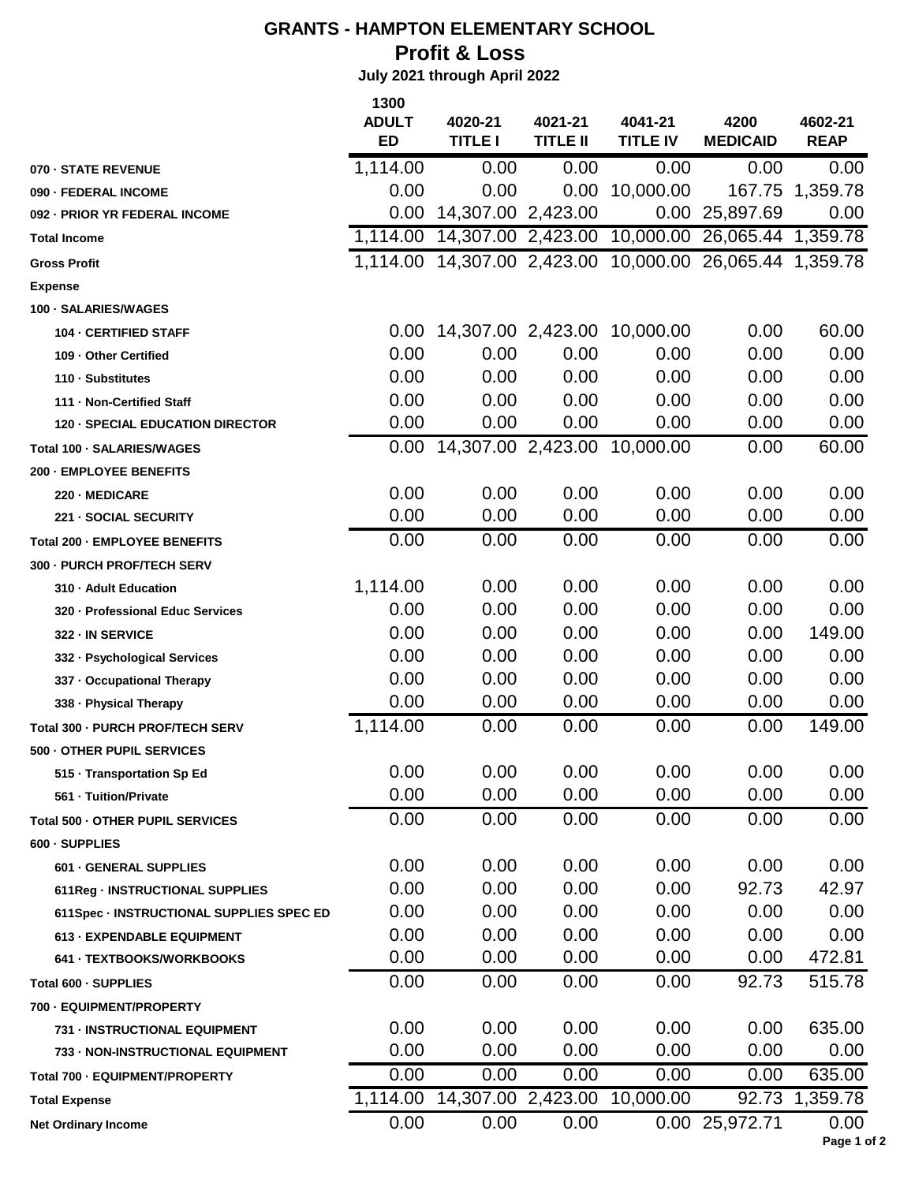# GRANTS - HAMPTON ELEMENTARY SCHOOL

## Profit & Loss

**July 2021 through April 2022**

| | 1300 ADULT ED | 4020-21 TITLE I | 4021-21 TITLE II | 4041-21 TITLE IV | 4200 MEDICAID | 4602-21 REAP |
|---|---|---|---|---|---|---|
| **070 · STATE REVENUE** | 1,114.00 | 0.00 | 0.00 | 0.00 | 0.00 | 0.00 |
| **090 · FEDERAL INCOME** | 0.00 | 0.00 | 0.00 | 10,000.00 | 167.75 | 1,359.78 |
| **092 · PRIOR YR FEDERAL INCOME** | 0.00 | 14,307.00 | 2,423.00 | 0.00 | 25,897.69 | 0.00 |
| **Total Income** | 1,114.00 | 14,307.00 | 2,423.00 | 10,000.00 | 26,065.44 | 1,359.78 |
| **Gross Profit** | 1,114.00 | 14,307.00 | 2,423.00 | 10,000.00 | 26,065.44 | 1,359.78 |
| **Expense** | | | | | | |
| **100 · SALARIES/WAGES** | | | | | | |
| **104 · CERTIFIED STAFF** | 0.00 | 14,307.00 | 2,423.00 | 10,000.00 | 0.00 | 60.00 |
| **109 · Other Certified** | 0.00 | 0.00 | 0.00 | 0.00 | 0.00 | 0.00 |
| **110 · Substitutes** | 0.00 | 0.00 | 0.00 | 0.00 | 0.00 | 0.00 |
| **111 · Non-Certified Staff** | 0.00 | 0.00 | 0.00 | 0.00 | 0.00 | 0.00 |
| **120 · SPECIAL EDUCATION DIRECTOR** | 0.00 | 0.00 | 0.00 | 0.00 | 0.00 | 0.00 |
| **Total 100 · SALARIES/WAGES** | 0.00 | 14,307.00 | 2,423.00 | 10,000.00 | 0.00 | 60.00 |
| **200 · EMPLOYEE BENEFITS** | | | | | | |
| **220 · MEDICARE** | 0.00 | 0.00 | 0.00 | 0.00 | 0.00 | 0.00 |
| **221 · SOCIAL SECURITY** | 0.00 | 0.00 | 0.00 | 0.00 | 0.00 | 0.00 |
| **Total 200 · EMPLOYEE BENEFITS** | 0.00 | 0.00 | 0.00 | 0.00 | 0.00 | 0.00 |
| **300 · PURCH PROF/TECH SERV** | | | | | | |
| **310 · Adult Education** | 1,114.00 | 0.00 | 0.00 | 0.00 | 0.00 | 0.00 |
| **320 · Professional Educ Services** | 0.00 | 0.00 | 0.00 | 0.00 | 0.00 | 0.00 |
| **322 · IN SERVICE** | 0.00 | 0.00 | 0.00 | 0.00 | 0.00 | 149.00 |
| **332 · Psychological Services** | 0.00 | 0.00 | 0.00 | 0.00 | 0.00 | 0.00 |
| **337 · Occupational Therapy** | 0.00 | 0.00 | 0.00 | 0.00 | 0.00 | 0.00 |
| **338 · Physical Therapy** | 0.00 | 0.00 | 0.00 | 0.00 | 0.00 | 0.00 |
| **Total 300 · PURCH PROF/TECH SERV** | 1,114.00 | 0.00 | 0.00 | 0.00 | 0.00 | 149.00 |
| **500 · OTHER PUPIL SERVICES** | | | | | | |
| **515 · Transportation Sp Ed** | 0.00 | 0.00 | 0.00 | 0.00 | 0.00 | 0.00 |
| **561 · Tuition/Private** | 0.00 | 0.00 | 0.00 | 0.00 | 0.00 | 0.00 |
| **Total 500 · OTHER PUPIL SERVICES** | 0.00 | 0.00 | 0.00 | 0.00 | 0.00 | 0.00 |
| **600 · SUPPLIES** | | | | | | |
| **601 · GENERAL SUPPLIES** | 0.00 | 0.00 | 0.00 | 0.00 | 0.00 | 0.00 |
| **611Reg · INSTRUCTIONAL SUPPLIES** | 0.00 | 0.00 | 0.00 | 0.00 | 92.73 | 42.97 |
| **611Spec · INSTRUCTIONAL SUPPLIES SPEC ED** | 0.00 | 0.00 | 0.00 | 0.00 | 0.00 | 0.00 |
| **613 · EXPENDABLE EQUIPMENT** | 0.00 | 0.00 | 0.00 | 0.00 | 0.00 | 0.00 |
| **641 · TEXTBOOKS/WORKBOOKS** | 0.00 | 0.00 | 0.00 | 0.00 | 0.00 | 472.81 |
| **Total 600 · SUPPLIES** | 0.00 | 0.00 | 0.00 | 0.00 | 92.73 | 515.78 |
| **700 · EQUIPMENT/PROPERTY** | | | | | | |
| **731 · INSTRUCTIONAL EQUIPMENT** | 0.00 | 0.00 | 0.00 | 0.00 | 0.00 | 635.00 |
| **733 · NON-INSTRUCTIONAL EQUIPMENT** | 0.00 | 0.00 | 0.00 | 0.00 | 0.00 | 0.00 |
| **Total 700 · EQUIPMENT/PROPERTY** | 0.00 | 0.00 | 0.00 | 0.00 | 0.00 | 635.00 |
| **Total Expense** | 1,114.00 | 14,307.00 | 2,423.00 | 10,000.00 | 92.73 | 1,359.78 |
| **Net Ordinary Income** | 0.00 | 0.00 | 0.00 | 0.00 | 25,972.71 | 0.00 |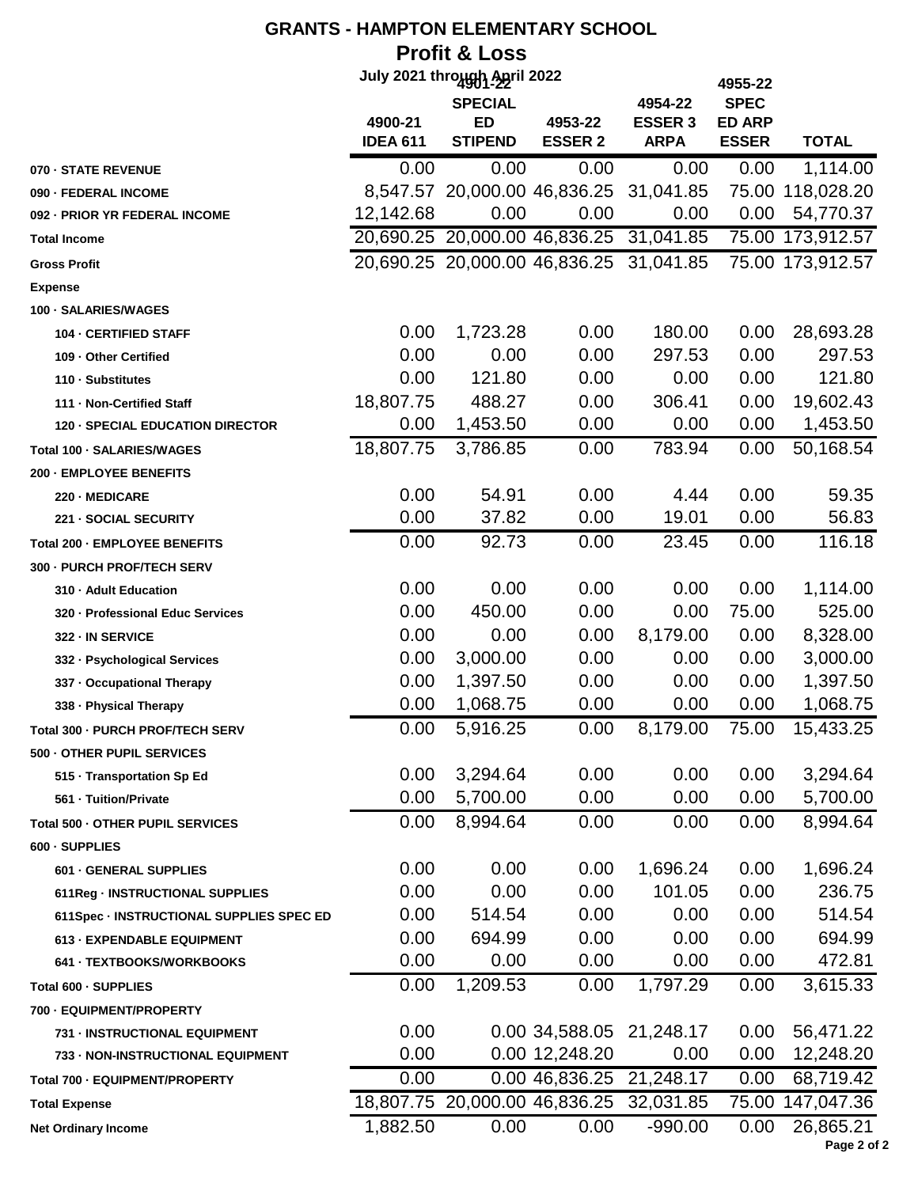# GRANTS - HAMPTON ELEMENTARY SCHOOL

## Profit & Loss

July 2021 through April 2022

| | 4900-21 IDEA 611 | 4901-22 SPECIAL ED STIPEND | 4953-22 ESSER 2 | 4954-22 ESSER 3 ARPA | 4955-22 SPEC ED ARP ESSER | TOTAL |
|---|---|---|---|---|---|---|
| 070 · STATE REVENUE | 0.00 | 0.00 | 0.00 | 0.00 | 0.00 | 1,114.00 |
| 090 · FEDERAL INCOME | 8,547.57 | 20,000.00 | 46,836.25 | 31,041.85 | 75.00 | 118,028.20 |
| 092 · PRIOR YR FEDERAL INCOME | 12,142.68 | 0.00 | 0.00 | 0.00 | 0.00 | 54,770.37 |
| Total Income | 20,690.25 | 20,000.00 | 46,836.25 | 31,041.85 | 75.00 | 173,912.57 |
| Gross Profit | 20,690.25 | 20,000.00 | 46,836.25 | 31,041.85 | 75.00 | 173,912.57 |
| Expense | | | | | | |
| 100 · SALARIES/WAGES | | | | | | |
| 104 · CERTIFIED STAFF | 0.00 | 1,723.28 | 0.00 | 180.00 | 0.00 | 28,693.28 |
| 109 · Other Certified | 0.00 | 0.00 | 0.00 | 297.53 | 0.00 | 297.53 |
| 110 · Substitutes | 0.00 | 121.80 | 0.00 | 0.00 | 0.00 | 121.80 |
| 111 · Non-Certified Staff | 18,807.75 | 488.27 | 0.00 | 306.41 | 0.00 | 19,602.43 |
| 120 · SPECIAL EDUCATION DIRECTOR | 0.00 | 1,453.50 | 0.00 | 0.00 | 0.00 | 1,453.50 |
| Total 100 · SALARIES/WAGES | 18,807.75 | 3,786.85 | 0.00 | 783.94 | 0.00 | 50,168.54 |
| 200 · EMPLOYEE BENEFITS | | | | | | |
| 220 · MEDICARE | 0.00 | 54.91 | 0.00 | 4.44 | 0.00 | 59.35 |
| 221 · SOCIAL SECURITY | 0.00 | 37.82 | 0.00 | 19.01 | 0.00 | 56.83 |
| Total 200 · EMPLOYEE BENEFITS | 0.00 | 92.73 | 0.00 | 23.45 | 0.00 | 116.18 |
| 300 · PURCH PROF/TECH SERV | | | | | | |
| 310 · Adult Education | 0.00 | 0.00 | 0.00 | 0.00 | 0.00 | 1,114.00 |
| 320 · Professional Educ Services | 0.00 | 450.00 | 0.00 | 0.00 | 75.00 | 525.00 |
| 322 · IN SERVICE | 0.00 | 0.00 | 0.00 | 8,179.00 | 0.00 | 8,328.00 |
| 332 · Psychological Services | 0.00 | 3,000.00 | 0.00 | 0.00 | 0.00 | 3,000.00 |
| 337 · Occupational Therapy | 0.00 | 1,397.50 | 0.00 | 0.00 | 0.00 | 1,397.50 |
| 338 · Physical Therapy | 0.00 | 1,068.75 | 0.00 | 0.00 | 0.00 | 1,068.75 |
| Total 300 · PURCH PROF/TECH SERV | 0.00 | 5,916.25 | 0.00 | 8,179.00 | 75.00 | 15,433.25 |
| 500 · OTHER PUPIL SERVICES | | | | | | |
| 515 · Transportation Sp Ed | 0.00 | 3,294.64 | 0.00 | 0.00 | 0.00 | 3,294.64 |
| 561 · Tuition/Private | 0.00 | 5,700.00 | 0.00 | 0.00 | 0.00 | 5,700.00 |
| Total 500 · OTHER PUPIL SERVICES | 0.00 | 8,994.64 | 0.00 | 0.00 | 0.00 | 8,994.64 |
| 600 · SUPPLIES | | | | | | |
| 601 · GENERAL SUPPLIES | 0.00 | 0.00 | 0.00 | 1,696.24 | 0.00 | 1,696.24 |
| 611Reg · INSTRUCTIONAL SUPPLIES | 0.00 | 0.00 | 0.00 | 101.05 | 0.00 | 236.75 |
| 611Spec · INSTRUCTIONAL SUPPLIES SPEC ED | 0.00 | 514.54 | 0.00 | 0.00 | 0.00 | 514.54 |
| 613 · EXPENDABLE EQUIPMENT | 0.00 | 694.99 | 0.00 | 0.00 | 0.00 | 694.99 |
| 641 · TEXTBOOKS/WORKBOOKS | 0.00 | 0.00 | 0.00 | 0.00 | 0.00 | 472.81 |
| Total 600 · SUPPLIES | 0.00 | 1,209.53 | 0.00 | 1,797.29 | 0.00 | 3,615.33 |
| 700 · EQUIPMENT/PROPERTY | | | | | | |
| 731 · INSTRUCTIONAL EQUIPMENT | 0.00 | 0.00 | 34,588.05 | 21,248.17 | 0.00 | 56,471.22 |
| 733 · NON-INSTRUCTIONAL EQUIPMENT | 0.00 | 0.00 | 12,248.20 | 0.00 | 0.00 | 12,248.20 |
| Total 700 · EQUIPMENT/PROPERTY | 0.00 | 0.00 | 46,836.25 | 21,248.17 | 0.00 | 68,719.42 |
| Total Expense | 18,807.75 | 20,000.00 | 46,836.25 | 32,031.85 | 75.00 | 147,047.36 |
| Net Ordinary Income | 1,882.50 | 0.00 | 0.00 | -990.00 | 0.00 | 26,865.21 |